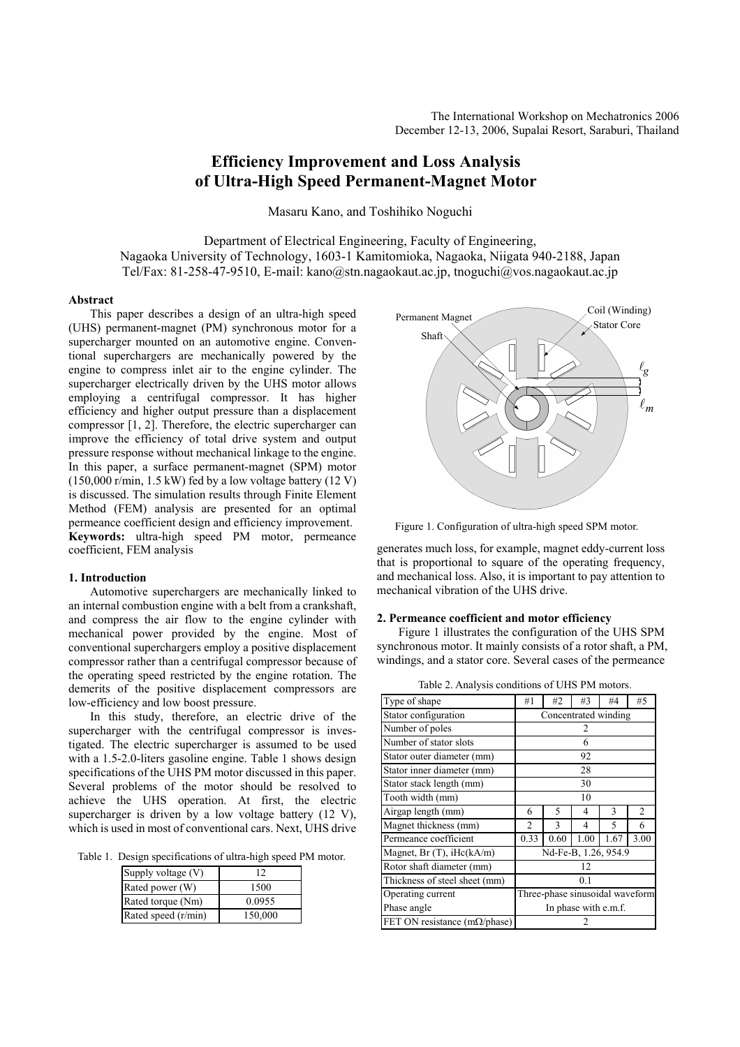# Efficiency Improvement and Loss Analysis of Ultra-High Speed Permanent-Magnet Motor

Masaru Kano, and Toshihiko Noguchi

Department of Electrical Engineering, Faculty of Engineering,
Nagaoka University of Technology, 1603-1 Kamitomioka, Nagaoka, Niigata 940-2188, Japan
Tel/Fax: 81-258-47-9510, E-mail: kano@stn.nagaokaut.ac.jp, tnoguchi@vos.nagaokaut.ac.jp

**Abstract**

This paper describes a design of an ultra-high speed (UHS) permanent-magnet (PM) synchronous motor for a supercharger mounted on an automotive engine. Conventional superchargers are mechanically powered by the engine to compress inlet air to the engine cylinder. The supercharger electrically driven by the UHS motor allows employing a centrifugal compressor. It has higher efficiency and higher output pressure than a displacement compressor [1, 2]. Therefore, the electric supercharger can improve the efficiency of total drive system and output pressure response without mechanical linkage to the engine. In this paper, a surface permanent-magnet (SPM) motor (150,000 r/min, 1.5 kW) fed by a low voltage battery (12 V) is discussed. The simulation results through Finite Element Method (FEM) analysis are presented for an optimal permeance coefficient design and efficiency improvement.

**Keywords:** ultra-high speed PM motor, permeance coefficient, FEM analysis

## 1. Introduction

Automotive superchargers are mechanically linked to an internal combustion engine with a belt from a crankshaft, and compress the air flow to the engine cylinder with mechanical power provided by the engine. Most of conventional superchargers employ a positive displacement compressor rather than a centrifugal compressor because of the operating speed restricted by the engine rotation. The demerits of the positive displacement compressors are low-efficiency and low boost pressure.

In this study, therefore, an electric drive of the supercharger with the centrifugal compressor is investigated. The electric supercharger is assumed to be used with a 1.5-2.0-liters gasoline engine. Table 1 shows design specifications of the UHS PM motor discussed in this paper. Several problems of the motor should be resolved to achieve the UHS operation. At first, the electric supercharger is driven by a low voltage battery (12 V), which is used in most of conventional cars. Next, UHS drive generates much loss, for example, magnet eddy-current loss that is proportional to square of the operating frequency, and mechanical loss. Also, it is important to pay attention to mechanical vibration of the UHS drive.

Table 1. Design specifications of ultra-high speed PM motor.

| Supply voltage (V) | 12 |
|---|---|
| Rated power (W) | 1500 |
| Rated torque (Nm) | 0.0955 |
| Rated speed (r/min) | 150,000 |

Figure 1. Configuration of ultra-high speed SPM motor.

## 2. Permeance coefficient and motor efficiency

Figure 1 illustrates the configuration of the UHS SPM synchronous motor. It mainly consists of a rotor shaft, a PM, windings, and a stator core. Several cases of the permeance

Table 2. Analysis conditions of UHS PM motors.

| Type of shape | #1 | #2 | #3 | #4 | #5 |
|---|---|---|---|---|---|
| Stator configuration | Concentrated winding | | | | |
| Number of poles | 2 | | | | |
| Number of stator slots | 6 | | | | |
| Stator outer diameter (mm) | 92 | | | | |
| Stator inner diameter (mm) | 28 | | | | |
| Stator stack length (mm) | 30 | | | | |
| Tooth width (mm) | 10 | | | | |
| Airgap length (mm) | 6 | 5 | 4 | 3 | 2 |
| Magnet thickness (mm) | 2 | 3 | 4 | 5 | 6 |
| Permeance coefficient | 0.33 | 0.60 | 1.00 | 1.67 | 3.00 |
| Magnet, Br (T), iHc(kA/m) | Nd-Fe-B, 1.26, 954.9 | | | | |
| Rotor shaft diameter (mm) | 12 | | | | |
| Thickness of steel sheet (mm) | 0.1 | | | | |
| Operating current | Three-phase sinusoidal waveform | | | | |
| Phase angle | In phase with e.m.f. | | | | |
| FET ON resistance (mΩ/phase) | 2 | | | | |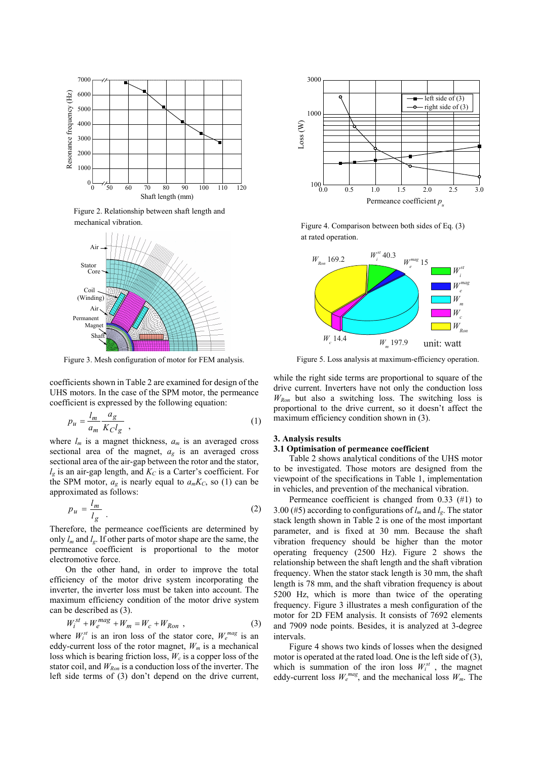Figure 2. Relationship between shaft length and mechanical vibration.

Figure 3. Mesh configuration of motor for FEM analysis.

coefficients shown in Table 2 are examined for design of the UHS motors. In the case of the SPM motor, the permeance coefficient is expressed by the following equation:

$$p_u = \frac{l_m}{a_m}\frac{a_g}{K_C l_g} \quad , \tag{1}$$

where $l_m$ is a magnet thickness, $a_m$ is an averaged cross sectional area of the magnet, $a_g$ is an averaged cross sectional area of the air-gap between the rotor and the stator, $l_g$ is an air-gap length, and $K_C$ is a Carter's coefficient. For the SPM motor, $a_g$ is nearly equal to $a_m K_C$, so (1) can be approximated as follows:

$$p_u = \frac{l_m}{l_g} \quad . \tag{2}$$

Therefore, the permeance coefficients are determined by only $l_m$ and $l_g$. If other parts of motor shape are the same, the permeance coefficient is proportional to the motor electromotive force.

On the other hand, in order to improve the total efficiency of the motor drive system incorporating the inverter, the inverter loss must be taken into account. The maximum efficiency condition of the motor drive system can be described as (3).

$$W_i^{st} + W_e^{mag} + W_m = W_c + W_{Ron} \ , \tag{3}$$

where $W_i^{st}$ is an iron loss of the stator core, $W_e^{mag}$ is an eddy-current loss of the rotor magnet, $W_m$ is a mechanical loss which is bearing friction loss, $W_c$ is a copper loss of the stator coil, and $W_{Ron}$ is a conduction loss of the inverter. The left side terms of (3) don't depend on the drive current, while the right side terms are proportional to square of the drive current. Inverters have not only the conduction loss $W_{Ron}$ but also a switching loss. The switching loss is proportional to the drive current, so it doesn't affect the maximum efficiency condition shown in (3).

Figure 4. Comparison between both sides of Eq. (3) at rated operation.

Figure 5. Loss analysis at maximum-efficiency operation.

## 3. Analysis results

### 3.1 Optimisation of permeance coefficient

Table 2 shows analytical conditions of the UHS motor to be investigated. Those motors are designed from the viewpoint of the specifications in Table 1, implementation in vehicles, and prevention of the mechanical vibration.

Permeance coefficient is changed from 0.33 (#1) to 3.00 (#5) according to configurations of $l_m$ and $l_g$. The stator stack length shown in Table 2 is one of the most important parameter, and is fixed at 30 mm. Because the shaft vibration frequency should be higher than the motor operating frequency (2500 Hz). Figure 2 shows the relationship between the shaft length and the shaft vibration frequency. When the stator stack length is 30 mm, the shaft length is 78 mm, and the shaft vibration frequency is about 5200 Hz, which is more than twice of the operating frequency. Figure 3 illustrates a mesh configuration of the motor for 2D FEM analysis. It consists of 7692 elements and 7909 node points. Besides, it is analyzed at 3-degree intervals.

Figure 4 shows two kinds of losses when the designed motor is operated at the rated load. One is the left side of (3), which is summation of the iron loss $W_i^{st}$, the magnet eddy-current loss $W_e^{mag}$, and the mechanical loss $W_m$. The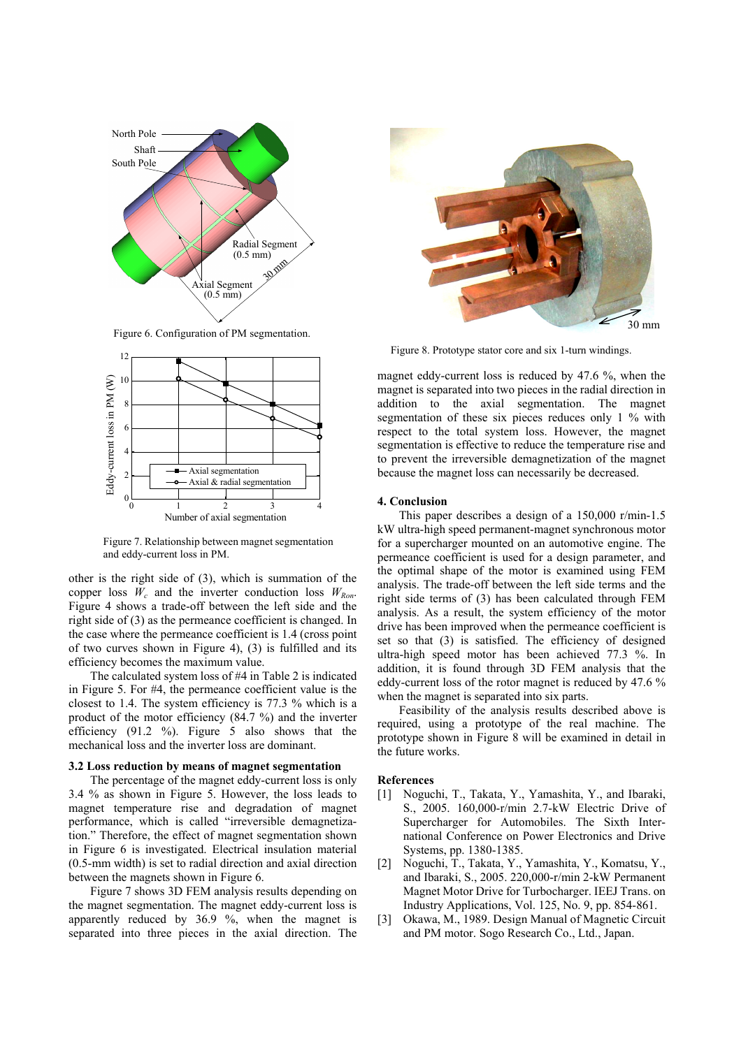North Pole
Shaft
South Pole
Radial Segment
(0.5 mm)
Axial Segment
(0.5 mm)
30 mm

Figure 6. Configuration of PM segmentation.

Eddy-current loss in PM (W)
12
10
8
6
4
2
0
0
1
2
3
4
Number of axial segmentation
Axial segmentation
Axial & radial segmentation

Figure 7. Relationship between magnet segmentation and eddy-current loss in PM.

other is the right side of (3), which is summation of the copper loss $W_c$ and the inverter conduction loss $W_{Ron}$. Figure 4 shows a trade-off between the left side and the right side of (3) as the permeance coefficient is changed. In the case where the permeance coefficient is 1.4 (cross point of two curves shown in Figure 4), (3) is fulfilled and its efficiency becomes the maximum value.

The calculated system loss of #4 in Table 2 is indicated in Figure 5. For #4, the permeance coefficient value is the closest to 1.4. The system efficiency is 77.3 % which is a product of the motor efficiency (84.7 %) and the inverter efficiency (91.2 %). Figure 5 also shows that the mechanical loss and the inverter loss are dominant.

### 3.2 Loss reduction by means of magnet segmentation

The percentage of the magnet eddy-current loss is only 3.4 % as shown in Figure 5. However, the loss leads to magnet temperature rise and degradation of magnet performance, which is called "irreversible demagnetization." Therefore, the effect of magnet segmentation shown in Figure 6 is investigated. Electrical insulation material (0.5-mm width) is set to radial direction and axial direction between the magnets shown in Figure 6.

Figure 7 shows 3D FEM analysis results depending on the magnet segmentation. The magnet eddy-current loss is apparently reduced by 36.9 %, when the magnet is separated into three pieces in the axial direction. The magnet eddy-current loss is reduced by 47.6 %, when the magnet is separated into two pieces in the radial direction in addition to the axial segmentation. The magnet segmentation of these six pieces reduces only 1 % with respect to the total system loss. However, the magnet segmentation is effective to reduce the temperature rise and to prevent the irreversible demagnetization of the magnet because the magnet loss can necessarily be decreased.

30 mm

Figure 8. Prototype stator core and six 1-turn windings.

## 4. Conclusion

This paper describes a design of a 150,000 r/min-1.5 kW ultra-high speed permanent-magnet synchronous motor for a supercharger mounted on an automotive engine. The permeance coefficient is used for a design parameter, and the optimal shape of the motor is examined using FEM analysis. The trade-off between the left side terms and the right side terms of (3) has been calculated through FEM analysis. As a result, the system efficiency of the motor drive has been improved when the permeance coefficient is set so that (3) is satisfied. The efficiency of designed ultra-high speed motor has been achieved 77.3 %. In addition, it is found through 3D FEM analysis that the eddy-current loss of the rotor magnet is reduced by 47.6 % when the magnet is separated into six parts.

Feasibility of the analysis results described above is required, using a prototype of the real machine. The prototype shown in Figure 8 will be examined in detail in the future works.

## References

[1] Noguchi, T., Takata, Y., Yamashita, Y., and Ibaraki, S., 2005. 160,000-r/min 2.7-kW Electric Drive of Supercharger for Automobiles. The Sixth International Conference on Power Electronics and Drive Systems, pp. 1380-1385.

[2] Noguchi, T., Takata, Y., Yamashita, Y., Komatsu, Y., and Ibaraki, S., 2005. 220,000-r/min 2-kW Permanent Magnet Motor Drive for Turbocharger. IEEJ Trans. on Industry Applications, Vol. 125, No. 9, pp. 854-861.

[3] Okawa, M., 1989. Design Manual of Magnetic Circuit and PM motor. Sogo Research Co., Ltd., Japan.